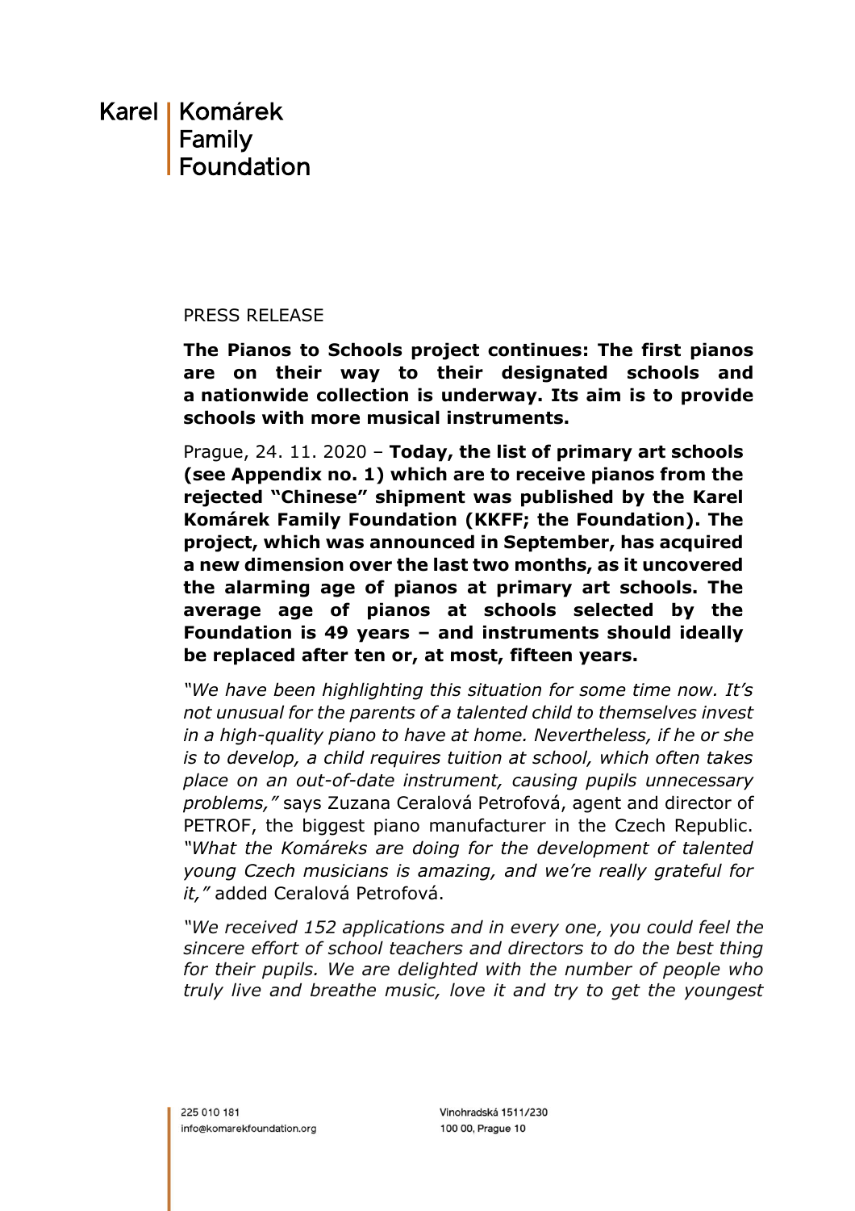Karel | Komárek Family Foundation

PRESS RELEASE

**The Pianos to Schools project continues: The first pianos are on their way to their designated schools and a nationwide collection is underway. Its aim is to provide schools with more musical instruments.**

Prague, 24. 11. 2020 – **Today, the list of primary art schools (see Appendix no. 1) which are to receive pianos from the rejected "Chinese" shipment was published by the Karel Komárek Family Foundation (KKFF; the Foundation). The project, which was announced in September, has acquired a new dimension over the last two months, as it uncovered the alarming age of pianos at primary art schools. The average age of pianos at schools selected by the Foundation is 49 years – and instruments should ideally be replaced after ten or, at most, fifteen years.**

*"We have been highlighting this situation for some time now. It's not unusual for the parents of a talented child to themselves invest in a high-quality piano to have at home. Nevertheless, if he or she is to develop, a child requires tuition at school, which often takes place on an out-of-date instrument, causing pupils unnecessary problems,"* says Zuzana Ceralová Petrofová, agent and director of PETROF, the biggest piano manufacturer in the Czech Republic. *"What the Komáreks are doing for the development of talented young Czech musicians is amazing, and we're really grateful for it,"* added Ceralová Petrofová.

*"We received 152 applications and in every one, you could feel the sincere effort of school teachers and directors to do the best thing for their pupils. We are delighted with the number of people who truly live and breathe music, love it and try to get the youngest*

225 010 181
info@komarekfoundation.org

Vinohradská 1511/230
100 00, Prague 10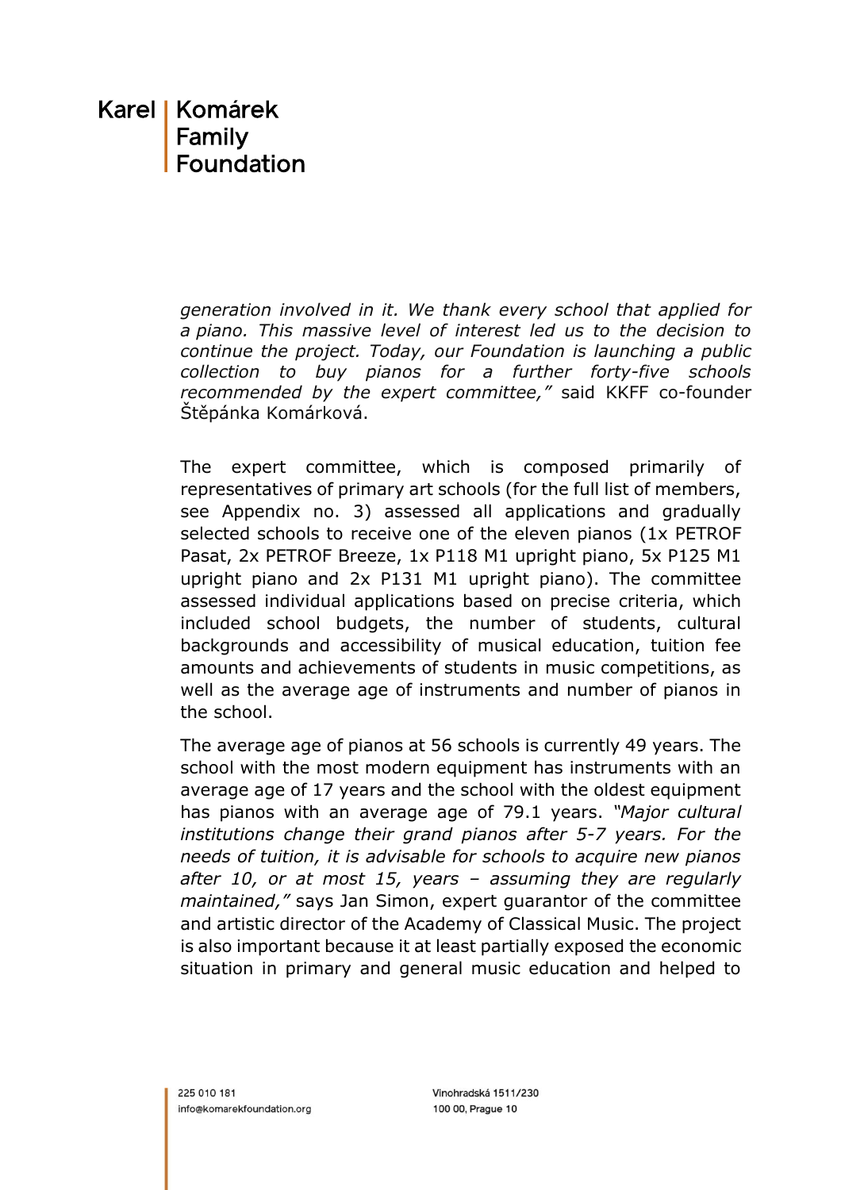*generation involved in it. We thank every school that applied for a piano. This massive level of interest led us to the decision to continue the project. Today, our Foundation is launching a public collection to buy pianos for a further forty-five schools recommended by the expert committee,"* said KKFF co-founder Štěpánka Komárková.

The expert committee, which is composed primarily of representatives of primary art schools (for the full list of members, see Appendix no. 3) assessed all applications and gradually selected schools to receive one of the eleven pianos (1x PETROF Pasat, 2x PETROF Breeze, 1x P118 M1 upright piano, 5x P125 M1 upright piano and 2x P131 M1 upright piano). The committee assessed individual applications based on precise criteria, which included school budgets, the number of students, cultural backgrounds and accessibility of musical education, tuition fee amounts and achievements of students in music competitions, as well as the average age of instruments and number of pianos in the school.

The average age of pianos at 56 schools is currently 49 years. The school with the most modern equipment has instruments with an average age of 17 years and the school with the oldest equipment has pianos with an average age of 79.1 years. *"Major cultural institutions change their grand pianos after 5-7 years. For the needs of tuition, it is advisable for schools to acquire new pianos after 10, or at most 15, years – assuming they are regularly maintained,"* says Jan Simon, expert guarantor of the committee and artistic director of the Academy of Classical Music. The project is also important because it at least partially exposed the economic situation in primary and general music education and helped to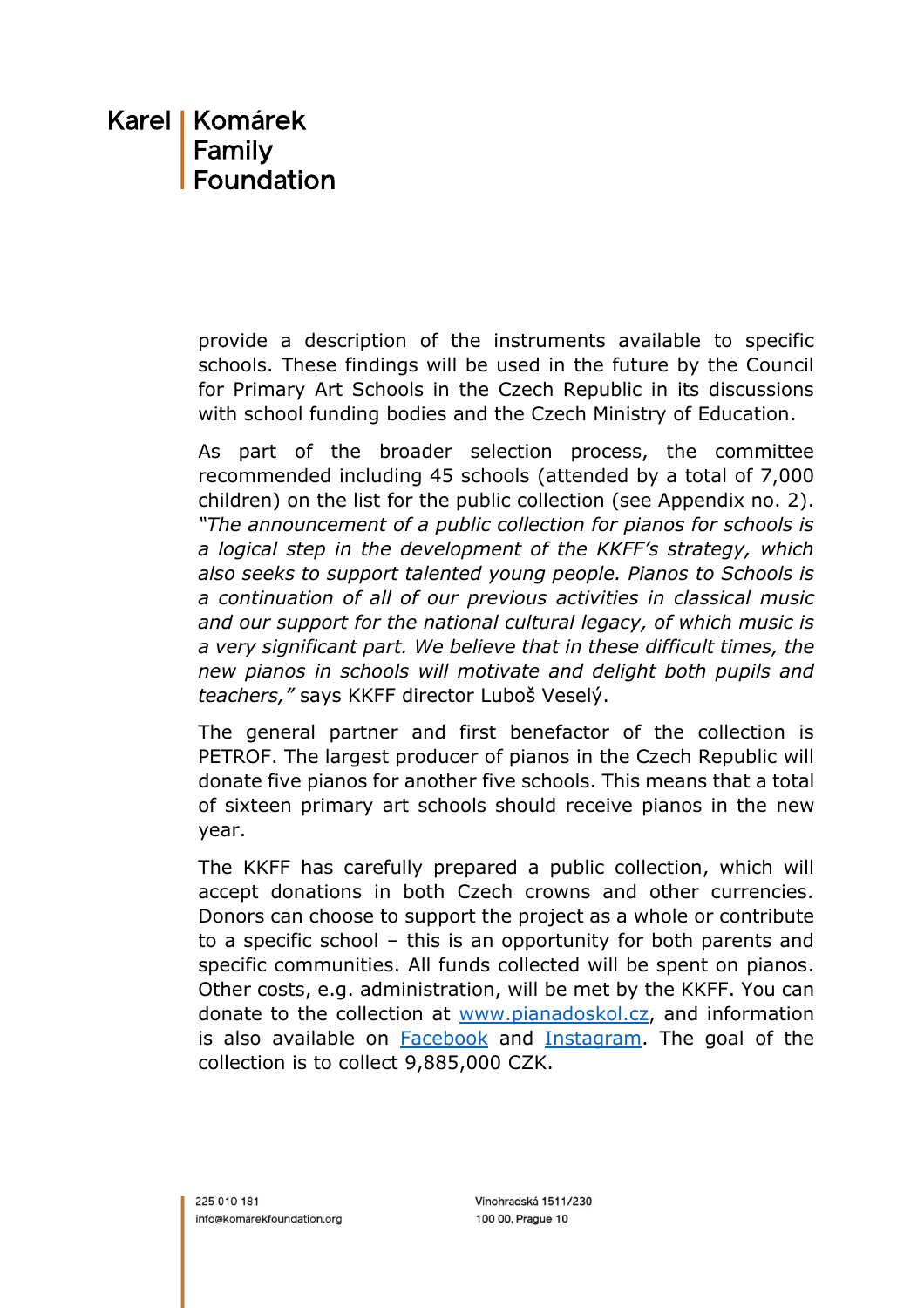provide a description of the instruments available to specific schools. These findings will be used in the future by the Council for Primary Art Schools in the Czech Republic in its discussions with school funding bodies and the Czech Ministry of Education.

As part of the broader selection process, the committee recommended including 45 schools (attended by a total of 7,000 children) on the list for the public collection (see Appendix no. 2). *"The announcement of a public collection for pianos for schools is a logical step in the development of the KKFF's strategy, which also seeks to support talented young people. Pianos to Schools is a continuation of all of our previous activities in classical music and our support for the national cultural legacy, of which music is a very significant part. We believe that in these difficult times, the new pianos in schools will motivate and delight both pupils and teachers,"* says KKFF director Luboš Veselý.

The general partner and first benefactor of the collection is PETROF. The largest producer of pianos in the Czech Republic will donate five pianos for another five schools. This means that a total of sixteen primary art schools should receive pianos in the new year.

The KKFF has carefully prepared a public collection, which will accept donations in both Czech crowns and other currencies. Donors can choose to support the project as a whole or contribute to a specific school – this is an opportunity for both parents and specific communities. All funds collected will be spent on pianos. Other costs, e.g. administration, will be met by the KKFF. You can donate to the collection at [www.pianadoskol.cz](http://www.pianadoskol.cz), and information is also available on Facebook and Instagram. The goal of the collection is to collect 9,885,000 CZK.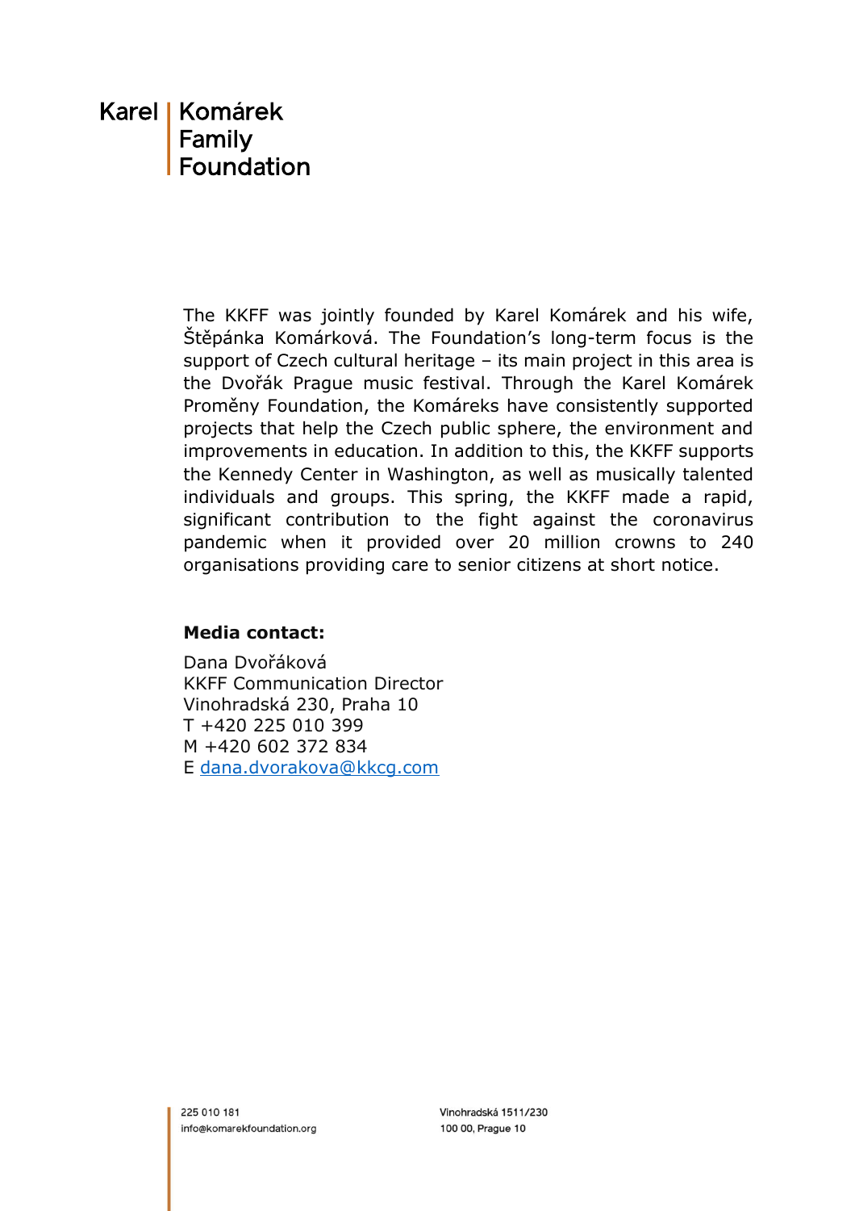Karel Komárek Family Foundation

The KKFF was jointly founded by Karel Komárek and his wife, Štěpánka Komárková. The Foundation's long-term focus is the support of Czech cultural heritage – its main project in this area is the Dvořák Prague music festival. Through the Karel Komárek Proměny Foundation, the Komáreks have consistently supported projects that help the Czech public sphere, the environment and improvements in education. In addition to this, the KKFF supports the Kennedy Center in Washington, as well as musically talented individuals and groups. This spring, the KKFF made a rapid, significant contribution to the fight against the coronavirus pandemic when it provided over 20 million crowns to 240 organisations providing care to senior citizens at short notice.

**Media contact:**

Dana Dvořáková
KKFF Communication Director
Vinohradská 230, Praha 10
T +420 225 010 399
M +420 602 372 834
E dana.dvorakova@kkcg.com

225 010 181
info@komarekfoundation.org

Vinohradská 1511/230
100 00, Prague 10